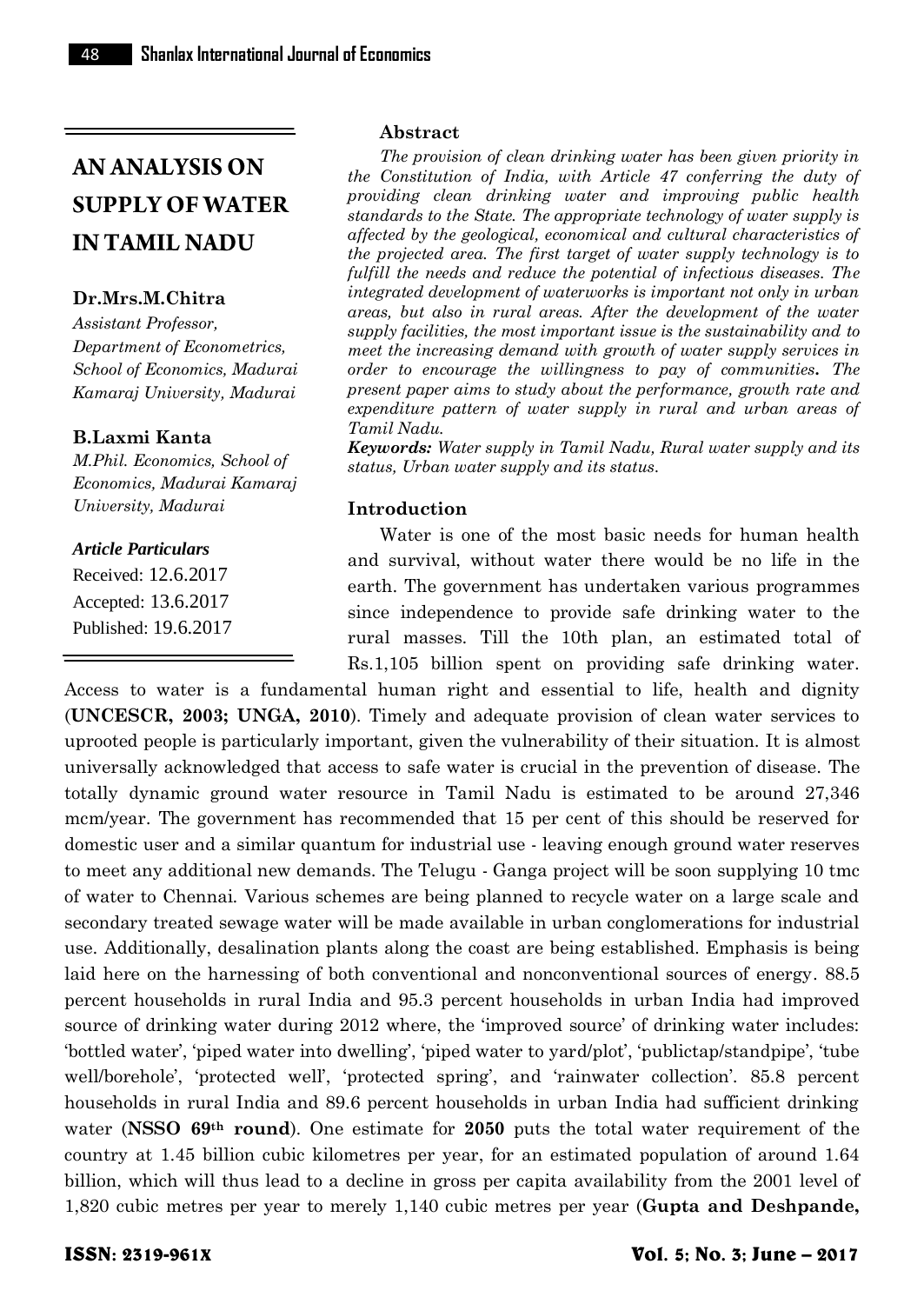# AN ANALYSIS ON SUPPLY OF WATER IN TAMIL NADU

**Dr.Mrs.M.Chitra**
*Assistant Professor, Department of Econometrics, School of Economics, Madurai Kamaraj University, Madurai*

**B.Laxmi Kanta**
*M.Phil. Economics, School of Economics, Madurai Kamaraj University, Madurai*

***Article Particulars***
Received: 12.6.2017
Accepted: 13.6.2017
Published: 19.6.2017

### Abstract

*The provision of clean drinking water has been given priority in the Constitution of India, with Article 47 conferring the duty of providing clean drinking water and improving public health standards to the State. The appropriate technology of water supply is affected by the geological, economical and cultural characteristics of the projected area. The first target of water supply technology is to fulfill the needs and reduce the potential of infectious diseases. The integrated development of waterworks is important not only in urban areas, but also in rural areas. After the development of the water supply facilities, the most important issue is the sustainability and to meet the increasing demand with growth of water supply services in order to encourage the willingness to pay of communities. The present paper aims to study about the performance, growth rate and expenditure pattern of water supply in rural and urban areas of Tamil Nadu.*

***Keywords:*** *Water supply in Tamil Nadu, Rural water supply and its status, Urban water supply and its status.*

### Introduction

Water is one of the most basic needs for human health and survival, without water there would be no life in the earth. The government has undertaken various programmes since independence to provide safe drinking water to the rural masses. Till the 10th plan, an estimated total of Rs.1,105 billion spent on providing safe drinking water. Access to water is a fundamental human right and essential to life, health and dignity (**UNCESCR, 2003; UNGA, 2010**). Timely and adequate provision of clean water services to uprooted people is particularly important, given the vulnerability of their situation. It is almost universally acknowledged that access to safe water is crucial in the prevention of disease. The totally dynamic ground water resource in Tamil Nadu is estimated to be around 27,346 mcm/year. The government has recommended that 15 per cent of this should be reserved for domestic user and a similar quantum for industrial use - leaving enough ground water reserves to meet any additional new demands. The Telugu - Ganga project will be soon supplying 10 tmc of water to Chennai. Various schemes are being planned to recycle water on a large scale and secondary treated sewage water will be made available in urban conglomerations for industrial use. Additionally, desalination plants along the coast are being established. Emphasis is being laid here on the harnessing of both conventional and nonconventional sources of energy. 88.5 percent households in rural India and 95.3 percent households in urban India had improved source of drinking water during 2012 where, the 'improved source' of drinking water includes: 'bottled water', 'piped water into dwelling', 'piped water to yard/plot', 'publictap/standpipe', 'tube well/borehole', 'protected well', 'protected spring', and 'rainwater collection'. 85.8 percent households in rural India and 89.6 percent households in urban India had sufficient drinking water (**NSSO 69th round**). One estimate for **2050** puts the total water requirement of the country at 1.45 billion cubic kilometres per year, for an estimated population of around 1.64 billion, which will thus lead to a decline in gross per capita availability from the 2001 level of 1,820 cubic metres per year to merely 1,140 cubic metres per year (**Gupta and Deshpande,**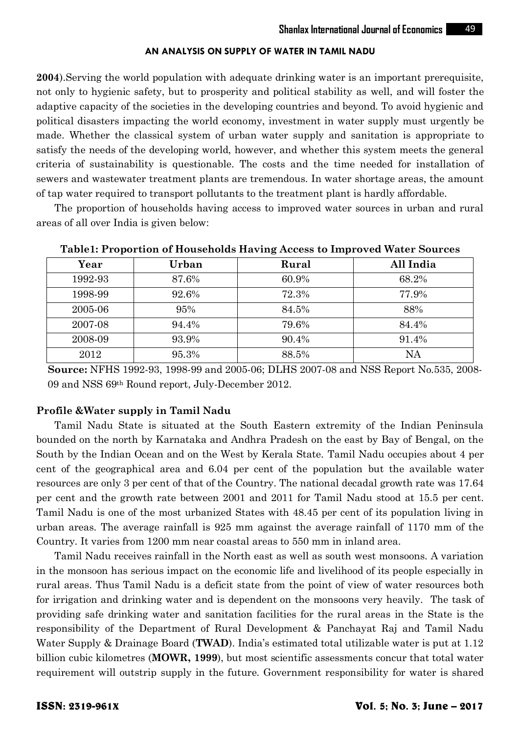**2004**).Serving the world population with adequate drinking water is an important prerequisite, not only to hygienic safety, but to prosperity and political stability as well, and will foster the adaptive capacity of the societies in the developing countries and beyond. To avoid hygienic and political disasters impacting the world economy, investment in water supply must urgently be made. Whether the classical system of urban water supply and sanitation is appropriate to satisfy the needs of the developing world, however, and whether this system meets the general criteria of sustainability is questionable. The costs and the time needed for installation of sewers and wastewater treatment plants are tremendous. In water shortage areas, the amount of tap water required to transport pollutants to the treatment plant is hardly affordable.

The proportion of households having access to improved water sources in urban and rural areas of all over India is given below:

**Table1: Proportion of Households Having Access to Improved Water Sources**

| Year | Urban | Rural | All India |
|---|---|---|---|
| 1992-93 | 87.6% | 60.9% | 68.2% |
| 1998-99 | 92.6% | 72.3% | 77.9% |
| 2005-06 | 95% | 84.5% | 88% |
| 2007-08 | 94.4% | 79.6% | 84.4% |
| 2008-09 | 93.9% | 90.4% | 91.4% |
| 2012 | 95.3% | 88.5% | NA |

**Source:** NFHS 1992-93, 1998-99 and 2005-06; DLHS 2007-08 and NSS Report No.535, 2008-09 and NSS 69th Round report, July-December 2012.

### Profile &Water supply in Tamil Nadu

Tamil Nadu State is situated at the South Eastern extremity of the Indian Peninsula bounded on the north by Karnataka and Andhra Pradesh on the east by Bay of Bengal, on the South by the Indian Ocean and on the West by Kerala State. Tamil Nadu occupies about 4 per cent of the geographical area and 6.04 per cent of the population but the available water resources are only 3 per cent of that of the Country. The national decadal growth rate was 17.64 per cent and the growth rate between 2001 and 2011 for Tamil Nadu stood at 15.5 per cent. Tamil Nadu is one of the most urbanized States with 48.45 per cent of its population living in urban areas. The average rainfall is 925 mm against the average rainfall of 1170 mm of the Country. It varies from 1200 mm near coastal areas to 550 mm in inland area.

Tamil Nadu receives rainfall in the North east as well as south west monsoons. A variation in the monsoon has serious impact on the economic life and livelihood of its people especially in rural areas. Thus Tamil Nadu is a deficit state from the point of view of water resources both for irrigation and drinking water and is dependent on the monsoons very heavily. The task of providing safe drinking water and sanitation facilities for the rural areas in the State is the responsibility of the Department of Rural Development & Panchayat Raj and Tamil Nadu Water Supply & Drainage Board (**TWAD**). India's estimated total utilizable water is put at 1.12 billion cubic kilometres (**MOWR, 1999**), but most scientific assessments concur that total water requirement will outstrip supply in the future. Government responsibility for water is shared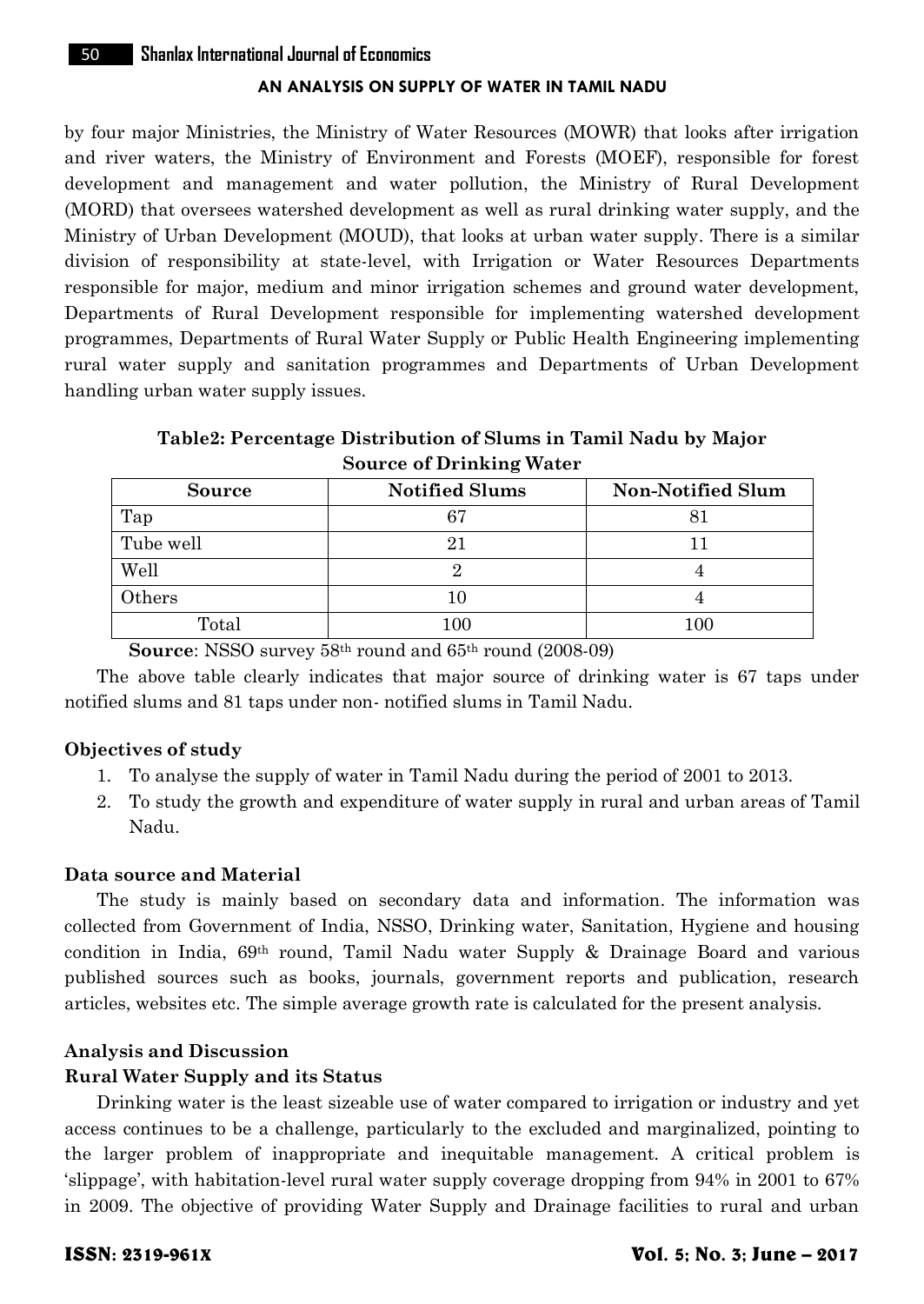by four major Ministries, the Ministry of Water Resources (MOWR) that looks after irrigation and river waters, the Ministry of Environment and Forests (MOEF), responsible for forest development and management and water pollution, the Ministry of Rural Development (MORD) that oversees watershed development as well as rural drinking water supply, and the Ministry of Urban Development (MOUD), that looks at urban water supply. There is a similar division of responsibility at state-level, with Irrigation or Water Resources Departments responsible for major, medium and minor irrigation schemes and ground water development, Departments of Rural Development responsible for implementing watershed development programmes, Departments of Rural Water Supply or Public Health Engineering implementing rural water supply and sanitation programmes and Departments of Urban Development handling urban water supply issues.

**Table2: Percentage Distribution of Slums in Tamil Nadu by Major Source of Drinking Water**

| Source | Notified Slums | Non-Notified Slum |
|---|---|---|
| Tap | 67 | 81 |
| Tube well | 21 | 11 |
| Well | 2 | 4 |
| Others | 10 | 4 |
| Total | 100 | 100 |

**Source**: NSSO survey 58th round and 65th round (2008-09)

The above table clearly indicates that major source of drinking water is 67 taps under notified slums and 81 taps under non- notified slums in Tamil Nadu.

### Objectives of study

1. To analyse the supply of water in Tamil Nadu during the period of 2001 to 2013.
2. To study the growth and expenditure of water supply in rural and urban areas of Tamil Nadu.

### Data source and Material

The study is mainly based on secondary data and information. The information was collected from Government of India, NSSO, Drinking water, Sanitation, Hygiene and housing condition in India, 69th round, Tamil Nadu water Supply & Drainage Board and various published sources such as books, journals, government reports and publication, research articles, websites etc. The simple average growth rate is calculated for the present analysis.

### Analysis and Discussion

#### Rural Water Supply and its Status

Drinking water is the least sizeable use of water compared to irrigation or industry and yet access continues to be a challenge, particularly to the excluded and marginalized, pointing to the larger problem of inappropriate and inequitable management. A critical problem is 'slippage', with habitation-level rural water supply coverage dropping from 94% in 2001 to 67% in 2009. The objective of providing Water Supply and Drainage facilities to rural and urban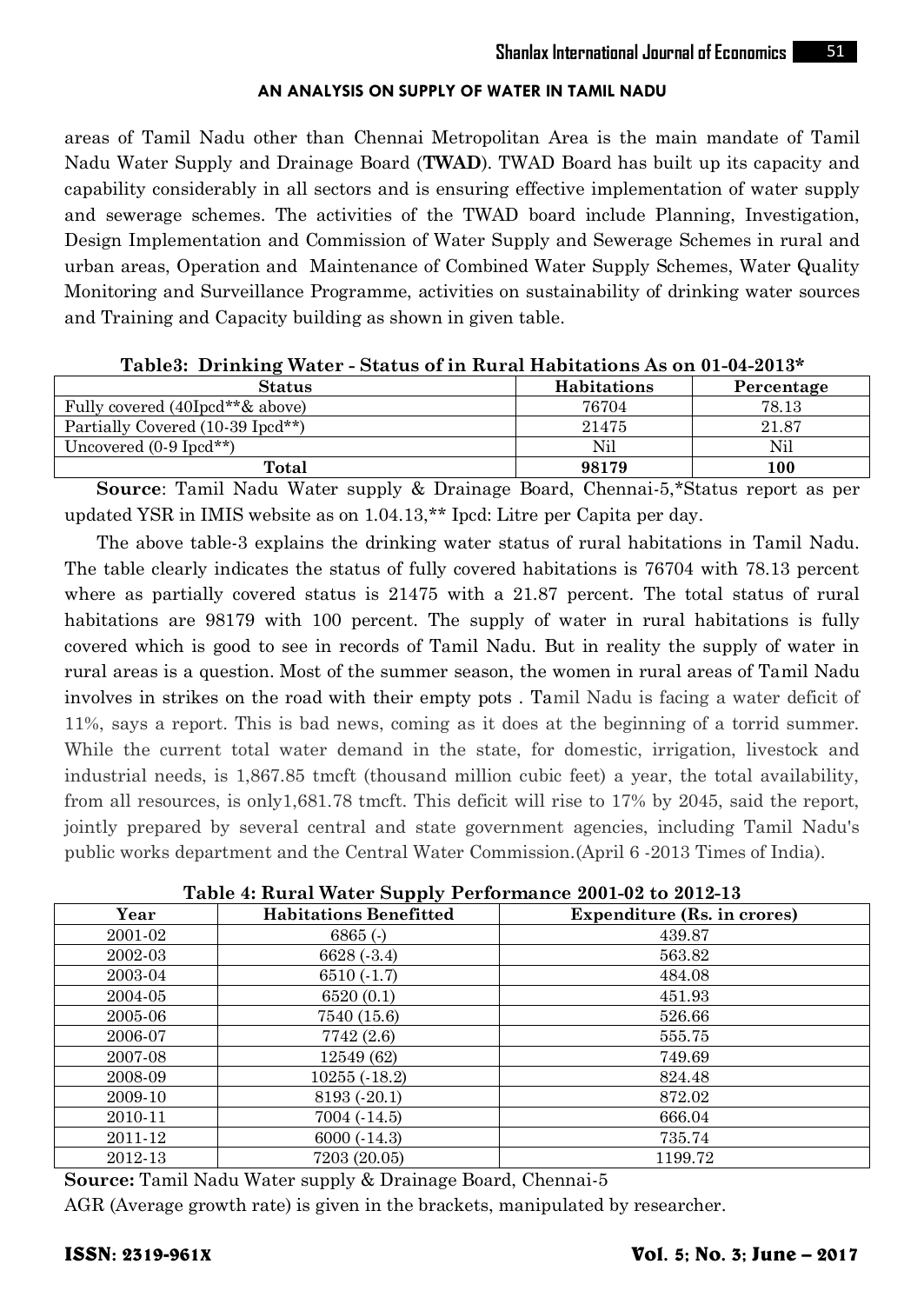areas of Tamil Nadu other than Chennai Metropolitan Area is the main mandate of Tamil Nadu Water Supply and Drainage Board (**TWAD**). TWAD Board has built up its capacity and capability considerably in all sectors and is ensuring effective implementation of water supply and sewerage schemes. The activities of the TWAD board include Planning, Investigation, Design Implementation and Commission of Water Supply and Sewerage Schemes in rural and urban areas, Operation and Maintenance of Combined Water Supply Schemes, Water Quality Monitoring and Surveillance Programme, activities on sustainability of drinking water sources and Training and Capacity building as shown in given table.

**Table3: Drinking Water - Status of in Rural Habitations As on 01-04-2013***

| Status | Habitations | Percentage |
|---|---|---|
| Fully covered (40Ipcd**& above) | 76704 | 78.13 |
| Partially Covered (10-39 Ipcd**) | 21475 | 21.87 |
| Uncovered (0-9 Ipcd**) | Nil | Nil |
| **Total** | **98179** | **100** |

**Source**: Tamil Nadu Water supply & Drainage Board, Chennai-5,*Status report as per updated YSR in IMIS website as on 1.04.13,** Ipcd: Litre per Capita per day.

The above table-3 explains the drinking water status of rural habitations in Tamil Nadu. The table clearly indicates the status of fully covered habitations is 76704 with 78.13 percent where as partially covered status is 21475 with a 21.87 percent. The total status of rural habitations are 98179 with 100 percent. The supply of water in rural habitations is fully covered which is good to see in records of Tamil Nadu. But in reality the supply of water in rural areas is a question. Most of the summer season, the women in rural areas of Tamil Nadu involves in strikes on the road with their empty pots . Tamil Nadu is facing a water deficit of 11%, says a report. This is bad news, coming as it does at the beginning of a torrid summer. While the current total water demand in the state, for domestic, irrigation, livestock and industrial needs, is 1,867.85 tmcft (thousand million cubic feet) a year, the total availability, from all resources, is only1,681.78 tmcft. This deficit will rise to 17% by 2045, said the report, jointly prepared by several central and state government agencies, including Tamil Nadu's public works department and the Central Water Commission.(April 6 -2013 Times of India).

**Table 4: Rural Water Supply Performance 2001-02 to 2012-13**

| Year | Habitations Benefitted | Expenditure (Rs. in crores) |
|---|---|---|
| 2001-02 | 6865 (-) | 439.87 |
| 2002-03 | 6628 (-3.4) | 563.82 |
| 2003-04 | 6510 (-1.7) | 484.08 |
| 2004-05 | 6520 (0.1) | 451.93 |
| 2005-06 | 7540 (15.6) | 526.66 |
| 2006-07 | 7742 (2.6) | 555.75 |
| 2007-08 | 12549 (62) | 749.69 |
| 2008-09 | 10255 (-18.2) | 824.48 |
| 2009-10 | 8193 (-20.1) | 872.02 |
| 2010-11 | 7004 (-14.5) | 666.04 |
| 2011-12 | 6000 (-14.3) | 735.74 |
| 2012-13 | 7203 (20.05) | 1199.72 |

**Source:** Tamil Nadu Water supply & Drainage Board, Chennai-5

AGR (Average growth rate) is given in the brackets, manipulated by researcher.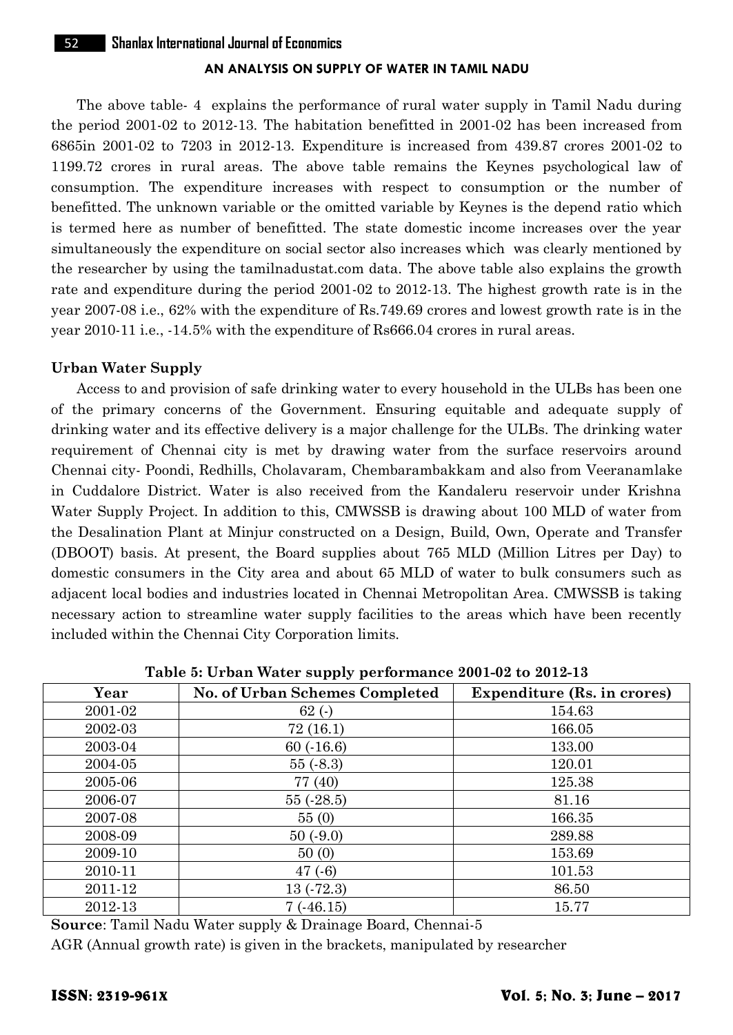The above table- 4 explains the performance of rural water supply in Tamil Nadu during the period 2001-02 to 2012-13. The habitation benefitted in 2001-02 has been increased from 6865in 2001-02 to 7203 in 2012-13. Expenditure is increased from 439.87 crores 2001-02 to 1199.72 crores in rural areas. The above table remains the Keynes psychological law of consumption. The expenditure increases with respect to consumption or the number of benefitted. The unknown variable or the omitted variable by Keynes is the depend ratio which is termed here as number of benefitted. The state domestic income increases over the year simultaneously the expenditure on social sector also increases which was clearly mentioned by the researcher by using the tamilnadustat.com data. The above table also explains the growth rate and expenditure during the period 2001-02 to 2012-13. The highest growth rate is in the year 2007-08 i.e., 62% with the expenditure of Rs.749.69 crores and lowest growth rate is in the year 2010-11 i.e., -14.5% with the expenditure of Rs666.04 crores in rural areas.

**Urban Water Supply**

Access to and provision of safe drinking water to every household in the ULBs has been one of the primary concerns of the Government. Ensuring equitable and adequate supply of drinking water and its effective delivery is a major challenge for the ULBs. The drinking water requirement of Chennai city is met by drawing water from the surface reservoirs around Chennai city- Poondi, Redhills, Cholavaram, Chembarambakkam and also from Veeranamlake in Cuddalore District. Water is also received from the Kandaleru reservoir under Krishna Water Supply Project. In addition to this, CMWSSB is drawing about 100 MLD of water from the Desalination Plant at Minjur constructed on a Design, Build, Own, Operate and Transfer (DBOOT) basis. At present, the Board supplies about 765 MLD (Million Litres per Day) to domestic consumers in the City area and about 65 MLD of water to bulk consumers such as adjacent local bodies and industries located in Chennai Metropolitan Area. CMWSSB is taking necessary action to streamline water supply facilities to the areas which have been recently included within the Chennai City Corporation limits.

**Table 5: Urban Water supply performance 2001-02 to 2012-13**

| Year | No. of Urban Schemes Completed | Expenditure (Rs. in crores) |
|---|---|---|
| 2001-02 | 62 (-) | 154.63 |
| 2002-03 | 72 (16.1) | 166.05 |
| 2003-04 | 60 (-16.6) | 133.00 |
| 2004-05 | 55 (-8.3) | 120.01 |
| 2005-06 | 77 (40) | 125.38 |
| 2006-07 | 55 (-28.5) | 81.16 |
| 2007-08 | 55 (0) | 166.35 |
| 2008-09 | 50 (-9.0) | 289.88 |
| 2009-10 | 50 (0) | 153.69 |
| 2010-11 | 47 (-6) | 101.53 |
| 2011-12 | 13 (-72.3) | 86.50 |
| 2012-13 | 7 (-46.15) | 15.77 |

**Source**: Tamil Nadu Water supply & Drainage Board, Chennai-5

AGR (Annual growth rate) is given in the brackets, manipulated by researcher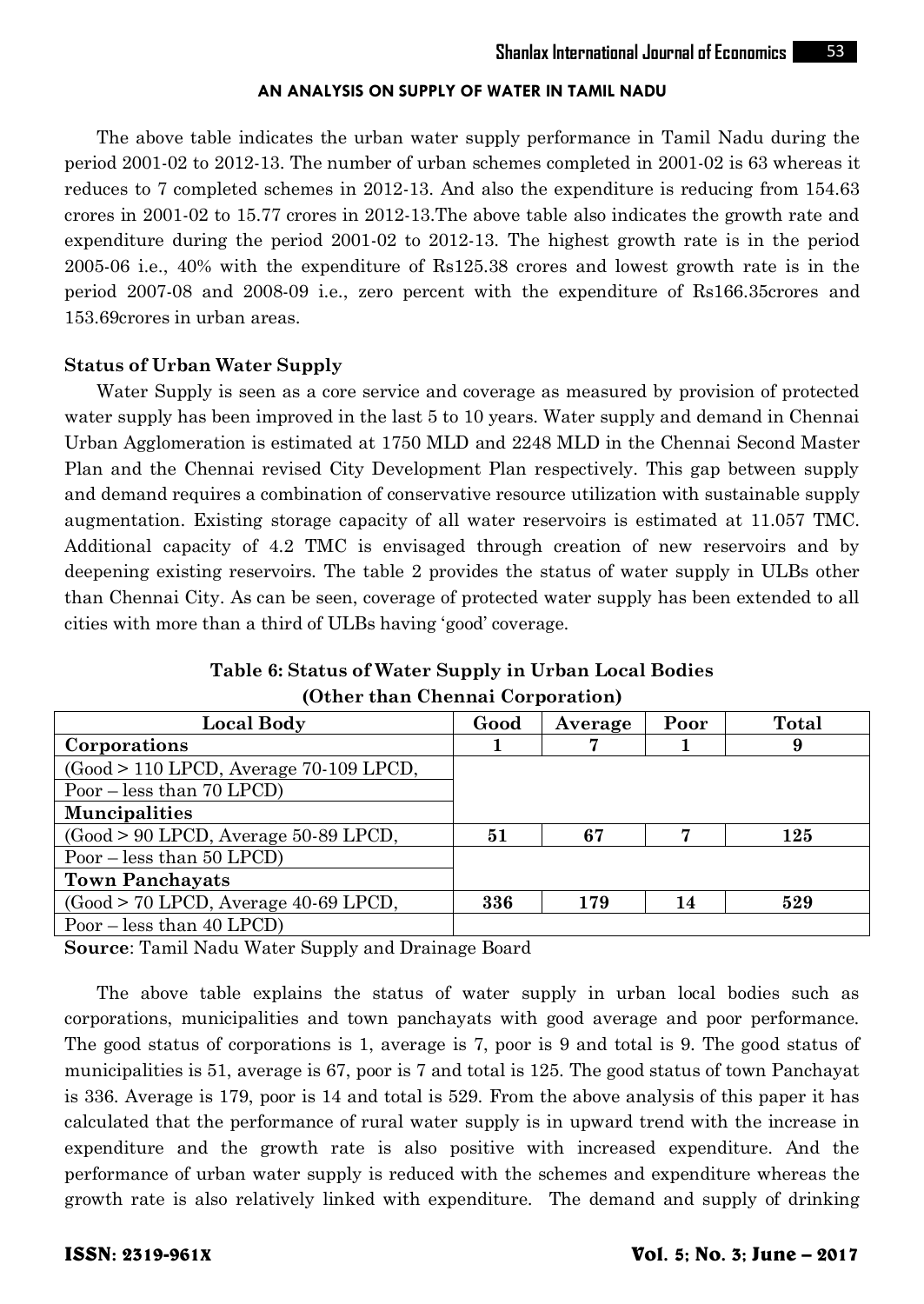The above table indicates the urban water supply performance in Tamil Nadu during the period 2001-02 to 2012-13. The number of urban schemes completed in 2001-02 is 63 whereas it reduces to 7 completed schemes in 2012-13. And also the expenditure is reducing from 154.63 crores in 2001-02 to 15.77 crores in 2012-13.The above table also indicates the growth rate and expenditure during the period 2001-02 to 2012-13. The highest growth rate is in the period 2005-06 i.e., 40% with the expenditure of Rs125.38 crores and lowest growth rate is in the period 2007-08 and 2008-09 i.e., zero percent with the expenditure of Rs166.35crores and 153.69crores in urban areas.

### Status of Urban Water Supply

Water Supply is seen as a core service and coverage as measured by provision of protected water supply has been improved in the last 5 to 10 years. Water supply and demand in Chennai Urban Agglomeration is estimated at 1750 MLD and 2248 MLD in the Chennai Second Master Plan and the Chennai revised City Development Plan respectively. This gap between supply and demand requires a combination of conservative resource utilization with sustainable supply augmentation. Existing storage capacity of all water reservoirs is estimated at 11.057 TMC. Additional capacity of 4.2 TMC is envisaged through creation of new reservoirs and by deepening existing reservoirs. The table 2 provides the status of water supply in ULBs other than Chennai City. As can be seen, coverage of protected water supply has been extended to all cities with more than a third of ULBs having 'good' coverage.

**Table 6: Status of Water Supply in Urban Local Bodies (Other than Chennai Corporation)**

| Local Body | Good | Average | Poor | Total |
|---|---|---|---|---|
| **Corporations** (Good > 110 LPCD, Average 70-109 LPCD, Poor – less than 70 LPCD) | 1 | 7 | 1 | 9 |
| **Muncipalities** (Good > 90 LPCD, Average 50-89 LPCD, Poor – less than 50 LPCD) | 51 | 67 | 7 | 125 |
| **Town Panchayats** (Good > 70 LPCD, Average 40-69 LPCD, Poor – less than 40 LPCD) | 336 | 179 | 14 | 529 |

**Source**: Tamil Nadu Water Supply and Drainage Board

The above table explains the status of water supply in urban local bodies such as corporations, municipalities and town panchayats with good average and poor performance. The good status of corporations is 1, average is 7, poor is 9 and total is 9. The good status of municipalities is 51, average is 67, poor is 7 and total is 125. The good status of town Panchayat is 336. Average is 179, poor is 14 and total is 529. From the above analysis of this paper it has calculated that the performance of rural water supply is in upward trend with the increase in expenditure and the growth rate is also positive with increased expenditure. And the performance of urban water supply is reduced with the schemes and expenditure whereas the growth rate is also relatively linked with expenditure. The demand and supply of drinking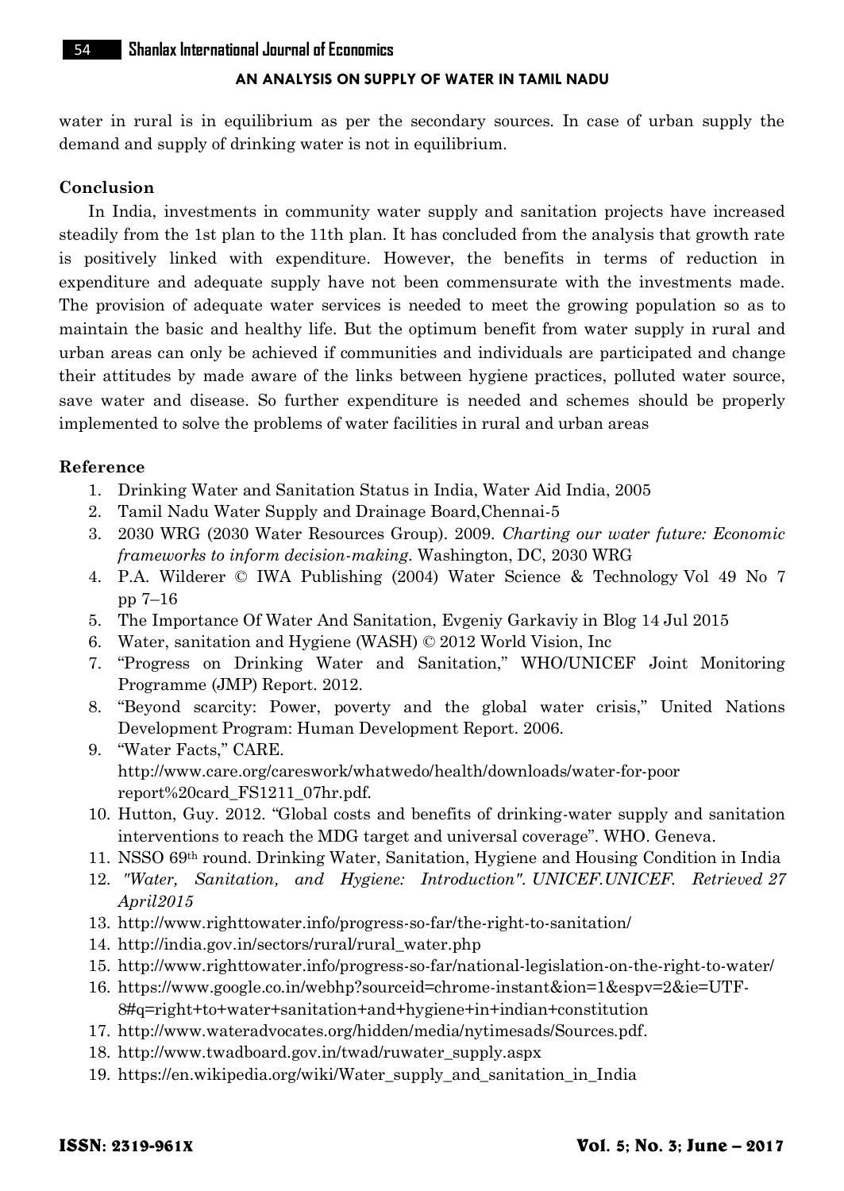water in rural is in equilibrium as per the secondary sources. In case of urban supply the demand and supply of drinking water is not in equilibrium.

## Conclusion

In India, investments in community water supply and sanitation projects have increased steadily from the 1st plan to the 11th plan. It has concluded from the analysis that growth rate is positively linked with expenditure. However, the benefits in terms of reduction in expenditure and adequate supply have not been commensurate with the investments made. The provision of adequate water services is needed to meet the growing population so as to maintain the basic and healthy life. But the optimum benefit from water supply in rural and urban areas can only be achieved if communities and individuals are participated and change their attitudes by made aware of the links between hygiene practices, polluted water source, save water and disease. So further expenditure is needed and schemes should be properly implemented to solve the problems of water facilities in rural and urban areas

## Reference

1. Drinking Water and Sanitation Status in India, Water Aid India, 2005
2. Tamil Nadu Water Supply and Drainage Board,Chennai-5
3. 2030 WRG (2030 Water Resources Group). 2009. *Charting our water future: Economic frameworks to inform decision-making*. Washington, DC, 2030 WRG
4. P.A. Wilderer © IWA Publishing (2004) Water Science & Technology Vol 49 No 7 pp 7–16
5. The Importance Of Water And Sanitation, Evgeniy Garkaviy in Blog 14 Jul 2015
6. Water, sanitation and Hygiene (WASH) © 2012 World Vision, Inc
7. "Progress on Drinking Water and Sanitation," WHO/UNICEF Joint Monitoring Programme (JMP) Report. 2012.
8. "Beyond scarcity: Power, poverty and the global water crisis," United Nations Development Program: Human Development Report. 2006.
9. "Water Facts," CARE. http://www.care.org/careswork/whatwedo/health/downloads/water-for-poor report%20card_FS1211_07hr.pdf.
10. Hutton, Guy. 2012. "Global costs and benefits of drinking-water supply and sanitation interventions to reach the MDG target and universal coverage". WHO. Geneva.
11. NSSO 69th round. Drinking Water, Sanitation, Hygiene and Housing Condition in India
12. *"Water, Sanitation, and Hygiene: Introduction". UNICEF.UNICEF. Retrieved 27 April2015*
13. http://www.righttowater.info/progress-so-far/the-right-to-sanitation/
14. http://india.gov.in/sectors/rural/rural_water.php
15. http://www.righttowater.info/progress-so-far/national-legislation-on-the-right-to-water/
16. https://www.google.co.in/webhp?sourceid=chrome-instant&ion=1&espv=2&ie=UTF-8#q=right+to+water+sanitation+and+hygiene+in+indian+constitution
17. http://www.wateradvocates.org/hidden/media/nytimesads/Sources.pdf.
18. http://www.twadboard.gov.in/twad/ruwater_supply.aspx
19. https://en.wikipedia.org/wiki/Water_supply_and_sanitation_in_India